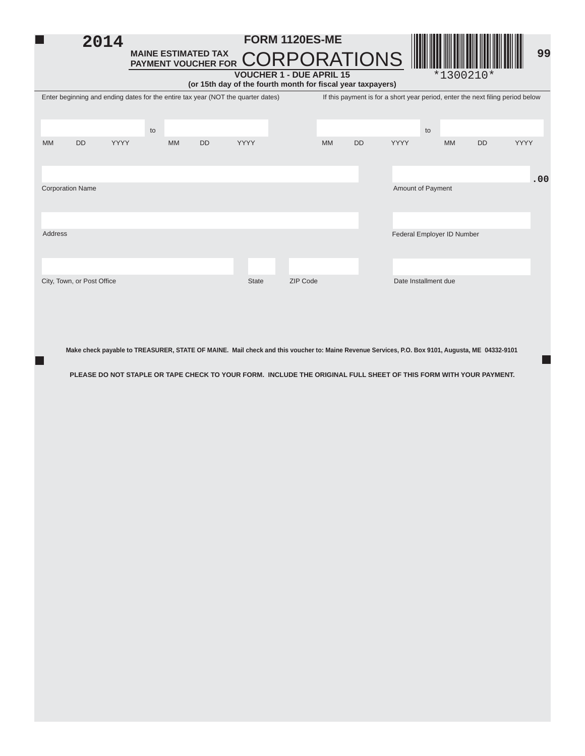**2014**

**MAINE ESTIMATED TAX PAYMENT VOUCHER FOR**

# FORM 1120ES-ME CORPORATIONS

**VOUCHER 1 - DUE APRIL 15**
**(or 15th day of the fourth month for fiscal year taxpayers)**

*1300210*

99

Enter beginning and ending dates for the entire tax year (NOT the quarter dates)

MM DD YYYY to MM DD YYYY

If this payment is for a short year period, enter the next filing period below

MM DD YYYY to MM DD YYYY

Corporation Name

Amount of Payment .00

Address

Federal Employer ID Number

City, Town, or Post Office

State

ZIP Code

Date Installment due

**Make check payable to TREASURER, STATE OF MAINE. Mail check and this voucher to: Maine Revenue Services, P.O. Box 9101, Augusta, ME 04332-9101**

**PLEASE DO NOT STAPLE OR TAPE CHECK TO YOUR FORM. INCLUDE THE ORIGINAL FULL SHEET OF THIS FORM WITH YOUR PAYMENT.**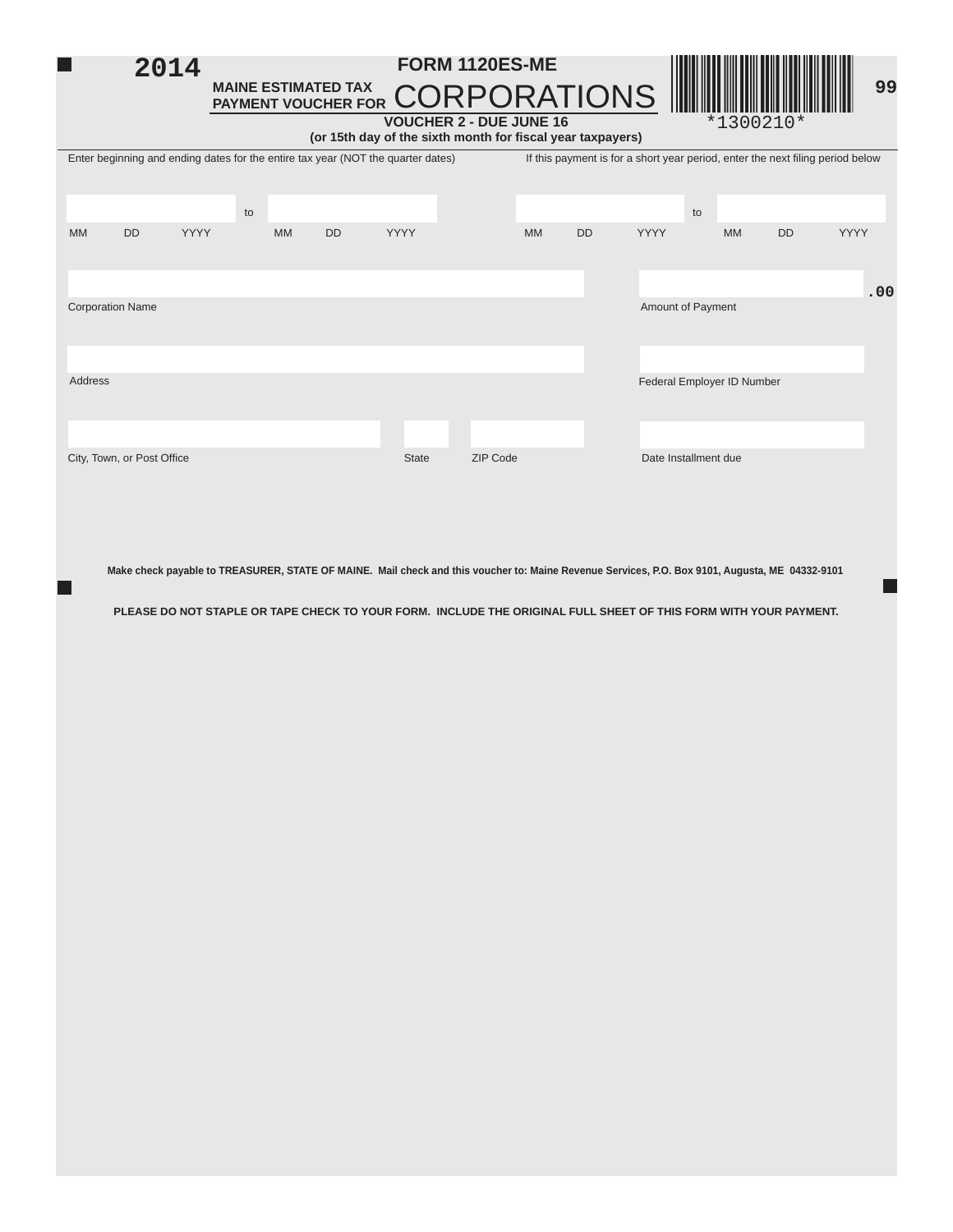# 2014

## FORM 1120ES-ME

**MAINE ESTIMATED TAX PAYMENT VOUCHER FOR** CORPORATIONS

**VOUCHER 2 - DUE JUNE 16**

**(or 15th day of the sixth month for fiscal year taxpayers)**

*1300210*

99

Enter beginning and ending dates for the entire tax year (NOT the quarter dates)

MM DD YYYY to MM DD YYYY

If this payment is for a short year period, enter the next filing period below

MM DD YYYY to MM DD YYYY

Corporation Name

Amount of Payment .00

Address

Federal Employer ID Number

City, Town, or Post Office

State

ZIP Code

Date Installment due

**Make check payable to TREASURER, STATE OF MAINE. Mail check and this voucher to: Maine Revenue Services, P.O. Box 9101, Augusta, ME 04332-9101**

**PLEASE DO NOT STAPLE OR TAPE CHECK TO YOUR FORM. INCLUDE THE ORIGINAL FULL SHEET OF THIS FORM WITH YOUR PAYMENT.**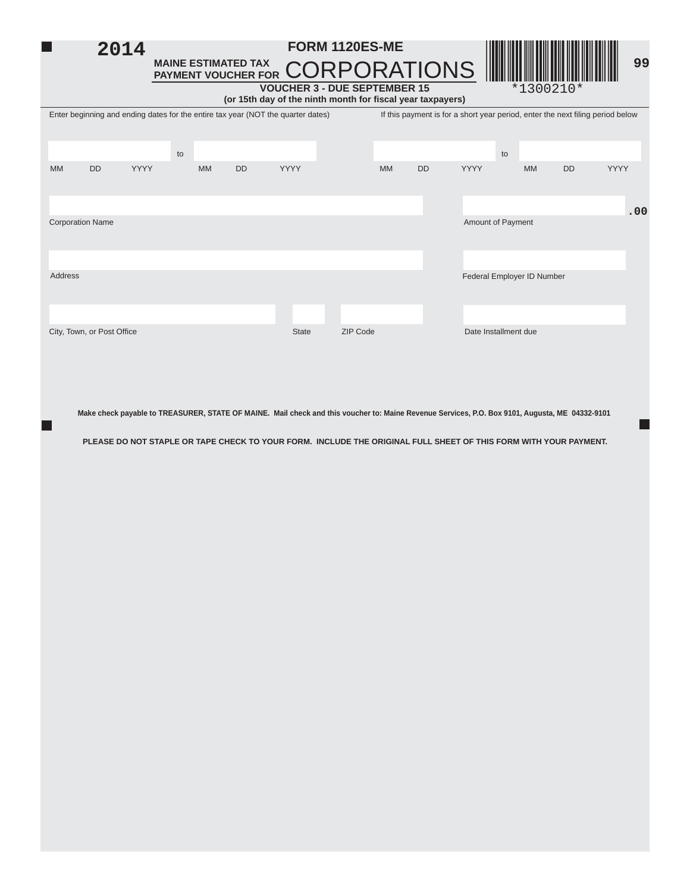**2014**

# FORM 1120ES-ME

**MAINE ESTIMATED TAX PAYMENT VOUCHER FOR** CORPORATIONS

**VOUCHER 3 - DUE SEPTEMBER 15**
**(or 15th day of the ninth month for fiscal year taxpayers)**

*1300210*

99

Enter beginning and ending dates for the entire tax year (NOT the quarter dates)

MM DD YYYY to MM DD YYYY

If this payment is for a short year period, enter the next filing period below

MM DD YYYY to MM DD YYYY

Corporation Name

Amount of Payment .00

Address

Federal Employer ID Number

City, Town, or Post Office

State

ZIP Code

Date Installment due

**Make check payable to TREASURER, STATE OF MAINE. Mail check and this voucher to: Maine Revenue Services, P.O. Box 9101, Augusta, ME 04332-9101**

**PLEASE DO NOT STAPLE OR TAPE CHECK TO YOUR FORM. INCLUDE THE ORIGINAL FULL SHEET OF THIS FORM WITH YOUR PAYMENT.**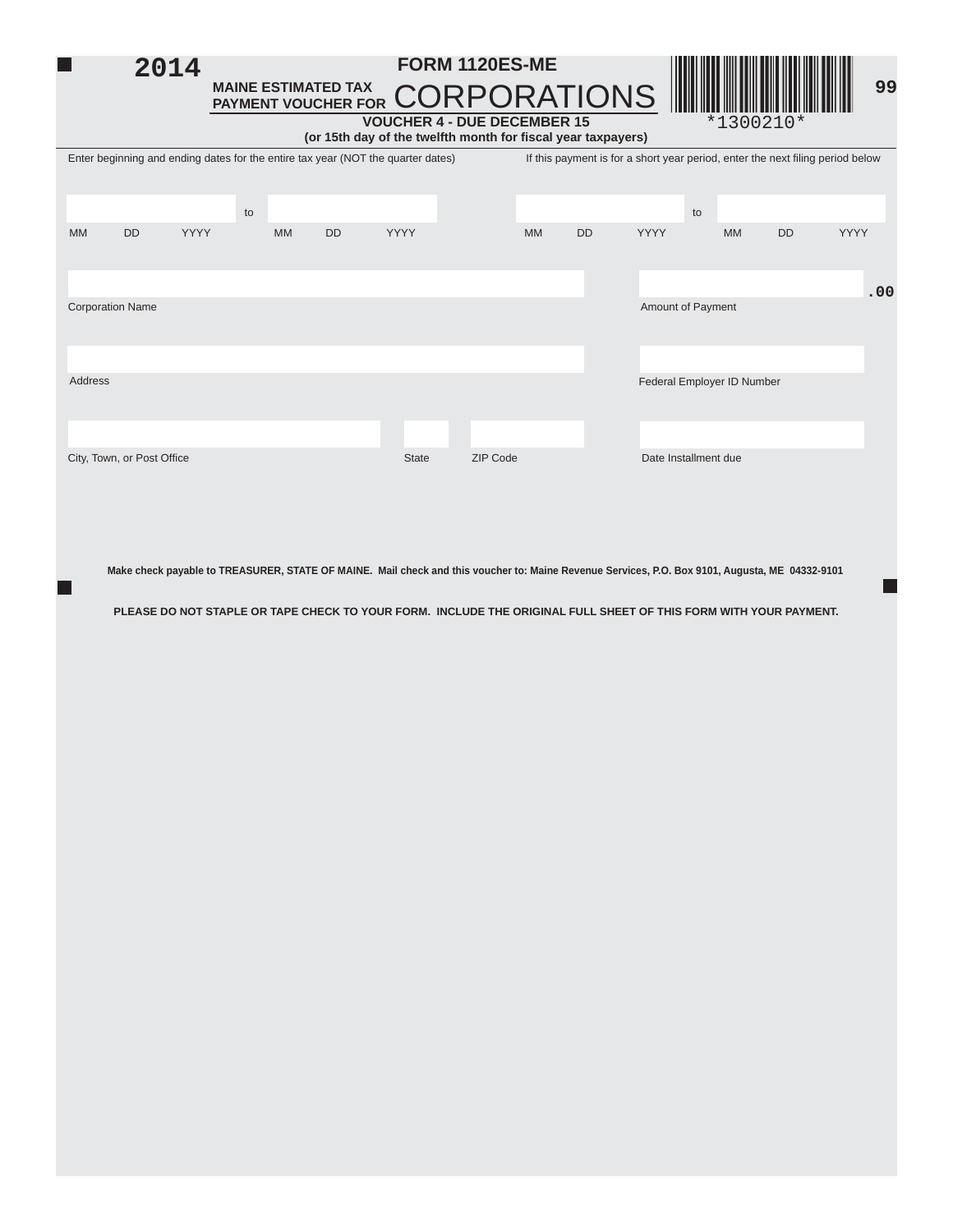**2014**

# FORM 1120ES-ME

**MAINE ESTIMATED TAX PAYMENT VOUCHER FOR** CORPORATIONS

**VOUCHER 4 - DUE DECEMBER 15**
**(or 15th day of the twelfth month for fiscal year taxpayers)**

*1300210*

99

Enter beginning and ending dates for the entire tax year (NOT the quarter dates)

MM DD YYYY to MM DD YYYY

If this payment is for a short year period, enter the next filing period below

MM DD YYYY to MM DD YYYY

Corporation Name

Amount of Payment .00

Address

Federal Employer ID Number

City, Town, or Post Office

State

ZIP Code

Date Installment due

**Make check payable to TREASURER, STATE OF MAINE. Mail check and this voucher to: Maine Revenue Services, P.O. Box 9101, Augusta, ME 04332-9101**

**PLEASE DO NOT STAPLE OR TAPE CHECK TO YOUR FORM. INCLUDE THE ORIGINAL FULL SHEET OF THIS FORM WITH YOUR PAYMENT.**